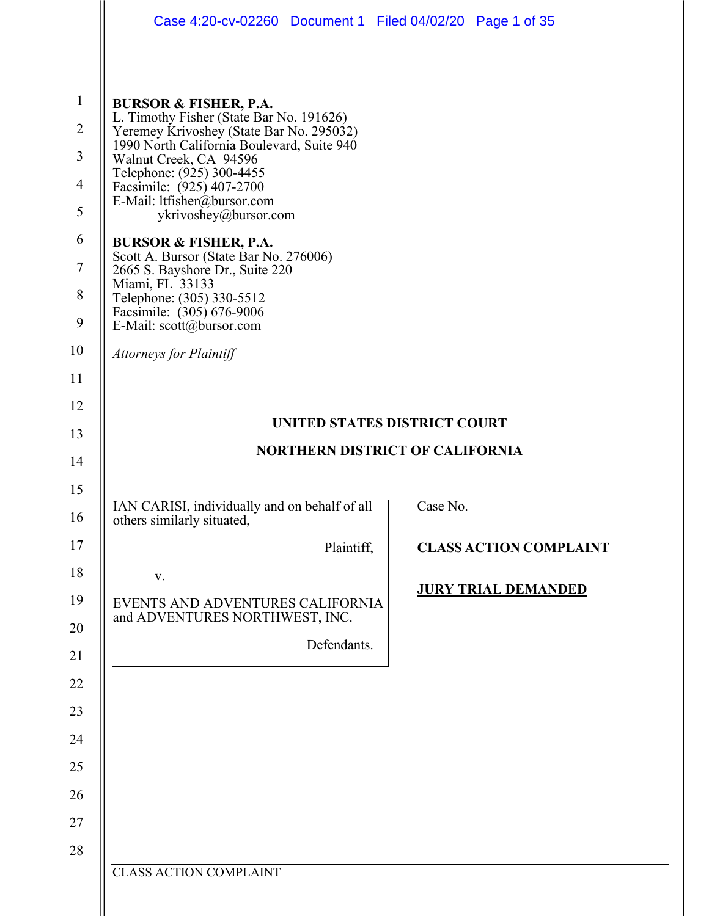**BURSOR & FISHER, P.A.**
L. Timothy Fisher (State Bar No. 191626)
Yeremey Krivoshey (State Bar No. 295032)
1990 North California Boulevard, Suite 940
Walnut Creek, CA 94596
Telephone: (925) 300-4455
Facsimile: (925) 407-2700
E-Mail: ltfisher@bursor.com
ykrivoshey@bursor.com

**BURSOR & FISHER, P.A.**
Scott A. Bursor (State Bar No. 276006)
2665 S. Bayshore Dr., Suite 220
Miami, FL 33133
Telephone: (305) 330-5512
Facsimile: (305) 676-9006
E-Mail: scott@bursor.com

*Attorneys for Plaintiff*

**UNITED STATES DISTRICT COURT**

**NORTHERN DISTRICT OF CALIFORNIA**

| | |
|---|---|
| IAN CARISI, individually and on behalf of all others similarly situated,<br><br>Plaintiff,<br><br>v.<br><br>EVENTS AND ADVENTURES CALIFORNIA and ADVENTURES NORTHWEST, INC.<br><br>Defendants. | Case No.<br><br>**CLASS ACTION COMPLAINT**<br><br>**JURY TRIAL DEMANDED** |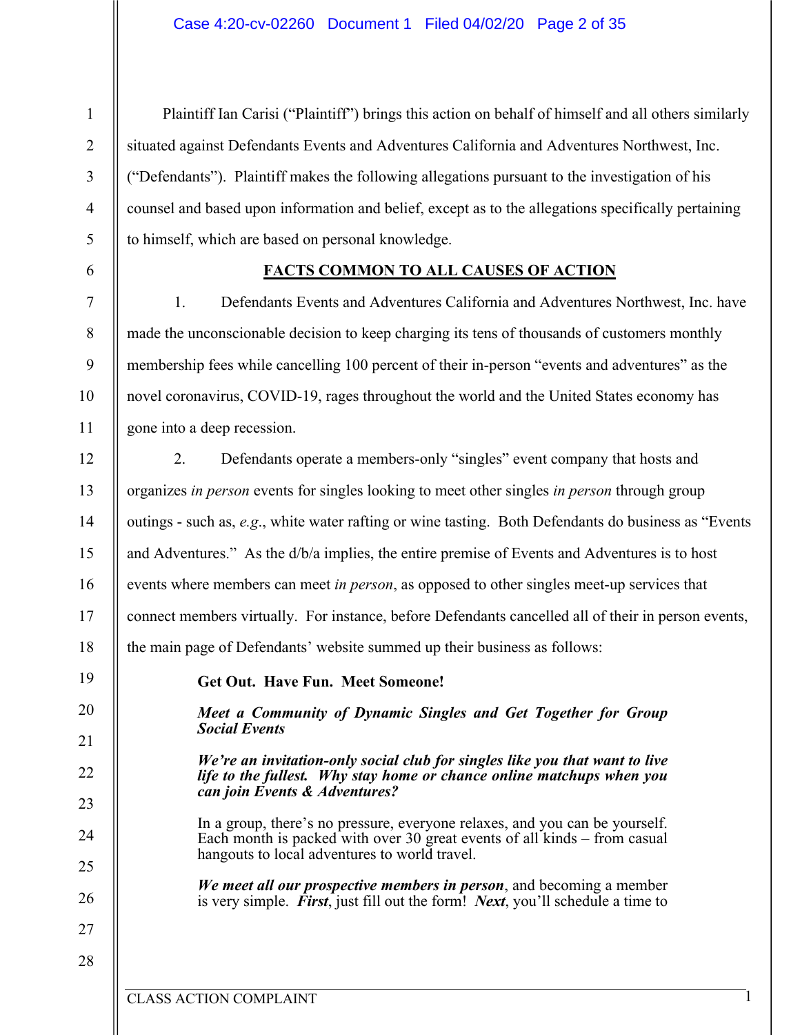Plaintiff Ian Carisi ("Plaintiff") brings this action on behalf of himself and all others similarly situated against Defendants Events and Adventures California and Adventures Northwest, Inc. ("Defendants"). Plaintiff makes the following allegations pursuant to the investigation of his counsel and based upon information and belief, except as to the allegations specifically pertaining to himself, which are based on personal knowledge.

## FACTS COMMON TO ALL CAUSES OF ACTION

1. Defendants Events and Adventures California and Adventures Northwest, Inc. have made the unconscionable decision to keep charging its tens of thousands of customers monthly membership fees while cancelling 100 percent of their in-person "events and adventures" as the novel coronavirus, COVID-19, rages throughout the world and the United States economy has gone into a deep recession.

2. Defendants operate a members-only "singles" event company that hosts and organizes *in person* events for singles looking to meet other singles *in person* through group outings - such as, *e.g*., white water rafting or wine tasting. Both Defendants do business as "Events and Adventures." As the d/b/a implies, the entire premise of Events and Adventures is to host events where members can meet *in person*, as opposed to other singles meet-up services that connect members virtually. For instance, before Defendants cancelled all of their in person events, the main page of Defendants' website summed up their business as follows:

> **Get Out. Have Fun. Meet Someone!**
>
> ***Meet a Community of Dynamic Singles and Get Together for Group Social Events***
>
> ***We're an invitation-only social club for singles like you that want to live life to the fullest. Why stay home or chance online matchups when you can join Events & Adventures?***
>
> In a group, there's no pressure, everyone relaxes, and you can be yourself. Each month is packed with over 30 great events of all kinds – from casual hangouts to local adventures to world travel.
>
> ***We meet all our prospective members in person***, and becoming a member is very simple. ***First***, just fill out the form! ***Next***, you'll schedule a time to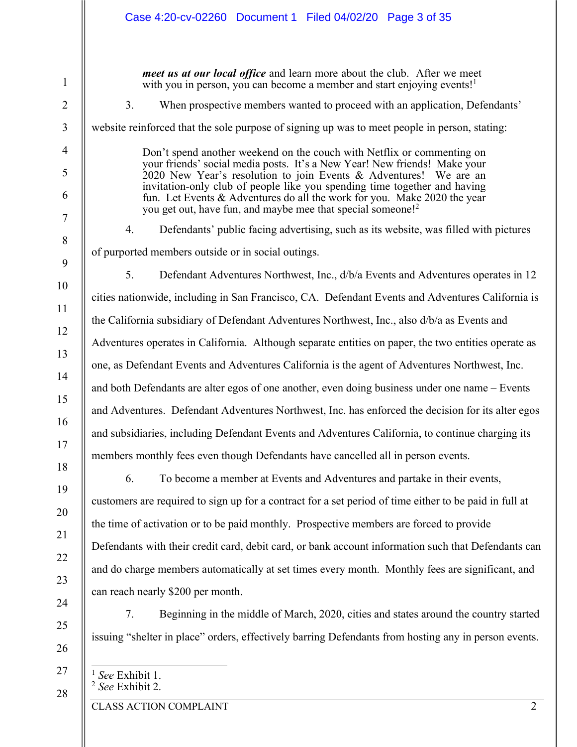***meet us at our local office*** and learn more about the club. After we meet with you in person, you can become a member and start enjoying events![1]

3. When prospective members wanted to proceed with an application, Defendants' website reinforced that the sole purpose of signing up was to meet people in person, stating:

> Don't spend another weekend on the couch with Netflix or commenting on your friends' social media posts. It's a New Year! New friends! Make your 2020 New Year's resolution to join Events & Adventures! We are an invitation-only club of people like you spending time together and having fun. Let Events & Adventures do all the work for you. Make 2020 the year you get out, have fun, and maybe mee that special someone![2]

4. Defendants' public facing advertising, such as its website, was filled with pictures of purported members outside or in social outings.

5. Defendant Adventures Northwest, Inc., d/b/a Events and Adventures operates in 12 cities nationwide, including in San Francisco, CA. Defendant Events and Adventures California is the California subsidiary of Defendant Adventures Northwest, Inc., also d/b/a as Events and Adventures operates in California. Although separate entities on paper, the two entities operate as one, as Defendant Events and Adventures California is the agent of Adventures Northwest, Inc. and both Defendants are alter egos of one another, even doing business under one name – Events and Adventures. Defendant Adventures Northwest, Inc. has enforced the decision for its alter egos and subsidiaries, including Defendant Events and Adventures California, to continue charging its members monthly fees even though Defendants have cancelled all in person events.

6. To become a member at Events and Adventures and partake in their events, customers are required to sign up for a contract for a set period of time either to be paid in full at the time of activation or to be paid monthly. Prospective members are forced to provide Defendants with their credit card, debit card, or bank account information such that Defendants can and do charge members automatically at set times every month. Monthly fees are significant, and can reach nearly $200 per month.

7. Beginning in the middle of March, 2020, cities and states around the country started issuing "shelter in place" orders, effectively barring Defendants from hosting any in person events.

---

[1] *See* Exhibit 1.
[2] *See* Exhibit 2.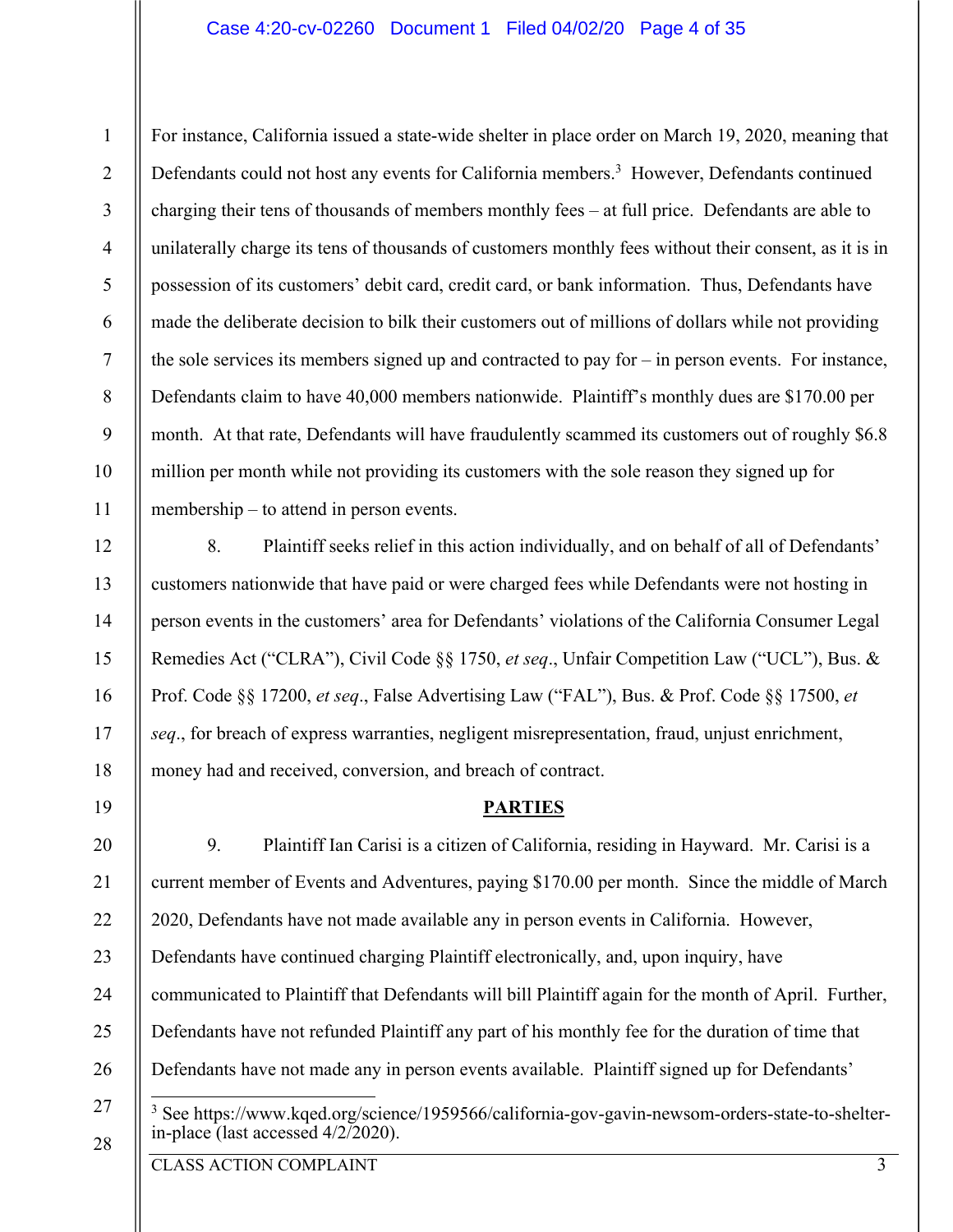For instance, California issued a state-wide shelter in place order on March 19, 2020, meaning that Defendants could not host any events for California members.[3] However, Defendants continued charging their tens of thousands of members monthly fees – at full price. Defendants are able to unilaterally charge its tens of thousands of customers monthly fees without their consent, as it is in possession of its customers' debit card, credit card, or bank information. Thus, Defendants have made the deliberate decision to bilk their customers out of millions of dollars while not providing the sole services its members signed up and contracted to pay for – in person events. For instance, Defendants claim to have 40,000 members nationwide. Plaintiff's monthly dues are $170.00 per month. At that rate, Defendants will have fraudulently scammed its customers out of roughly $6.8 million per month while not providing its customers with the sole reason they signed up for membership – to attend in person events.

8. Plaintiff seeks relief in this action individually, and on behalf of all of Defendants' customers nationwide that have paid or were charged fees while Defendants were not hosting in person events in the customers' area for Defendants' violations of the California Consumer Legal Remedies Act ("CLRA"), Civil Code §§ 1750, *et seq*., Unfair Competition Law ("UCL"), Bus. & Prof. Code §§ 17200, *et seq*., False Advertising Law ("FAL"), Bus. & Prof. Code §§ 17500, *et seq*., for breach of express warranties, negligent misrepresentation, fraud, unjust enrichment, money had and received, conversion, and breach of contract.

## PARTIES

9. Plaintiff Ian Carisi is a citizen of California, residing in Hayward. Mr. Carisi is a current member of Events and Adventures, paying $170.00 per month. Since the middle of March 2020, Defendants have not made available any in person events in California. However, Defendants have continued charging Plaintiff electronically, and, upon inquiry, have communicated to Plaintiff that Defendants will bill Plaintiff again for the month of April. Further, Defendants have not refunded Plaintiff any part of his monthly fee for the duration of time that Defendants have not made any in person events available. Plaintiff signed up for Defendants'

---

[3] See https://www.kqed.org/science/1959566/california-gov-gavin-newsom-orders-state-to-shelter-in-place (last accessed 4/2/2020).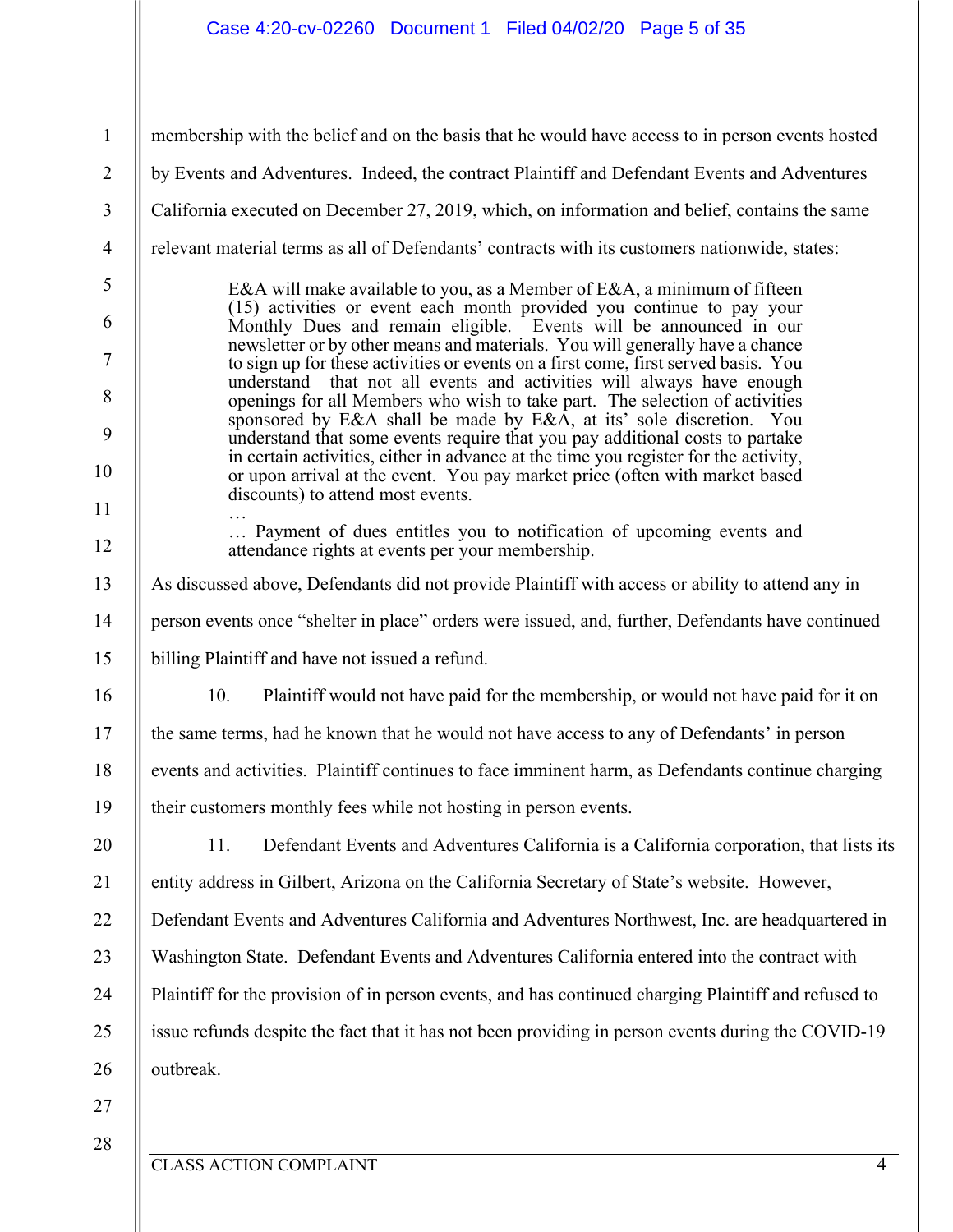membership with the belief and on the basis that he would have access to in person events hosted by Events and Adventures. Indeed, the contract Plaintiff and Defendant Events and Adventures California executed on December 27, 2019, which, on information and belief, contains the same relevant material terms as all of Defendants' contracts with its customers nationwide, states:

> E&A will make available to you, as a Member of E&A, a minimum of fifteen (15) activities or event each month provided you continue to pay your Monthly Dues and remain eligible. Events will be announced in our newsletter or by other means and materials. You will generally have a chance to sign up for these activities or events on a first come, first served basis. You understand that not all events and activities will always have enough openings for all Members who wish to take part. The selection of activities sponsored by E&A shall be made by E&A, at its' sole discretion. You understand that some events require that you pay additional costs to partake in certain activities, either in advance at the time you register for the activity, or upon arrival at the event. You pay market price (often with market based discounts) to attend most events.
>
> …
>
> … Payment of dues entitles you to notification of upcoming events and attendance rights at events per your membership.

As discussed above, Defendants did not provide Plaintiff with access or ability to attend any in person events once "shelter in place" orders were issued, and, further, Defendants have continued billing Plaintiff and have not issued a refund.

10. Plaintiff would not have paid for the membership, or would not have paid for it on the same terms, had he known that he would not have access to any of Defendants' in person events and activities. Plaintiff continues to face imminent harm, as Defendants continue charging their customers monthly fees while not hosting in person events.

11. Defendant Events and Adventures California is a California corporation, that lists its entity address in Gilbert, Arizona on the California Secretary of State's website. However, Defendant Events and Adventures California and Adventures Northwest, Inc. are headquartered in Washington State. Defendant Events and Adventures California entered into the contract with Plaintiff for the provision of in person events, and has continued charging Plaintiff and refused to issue refunds despite the fact that it has not been providing in person events during the COVID-19 outbreak.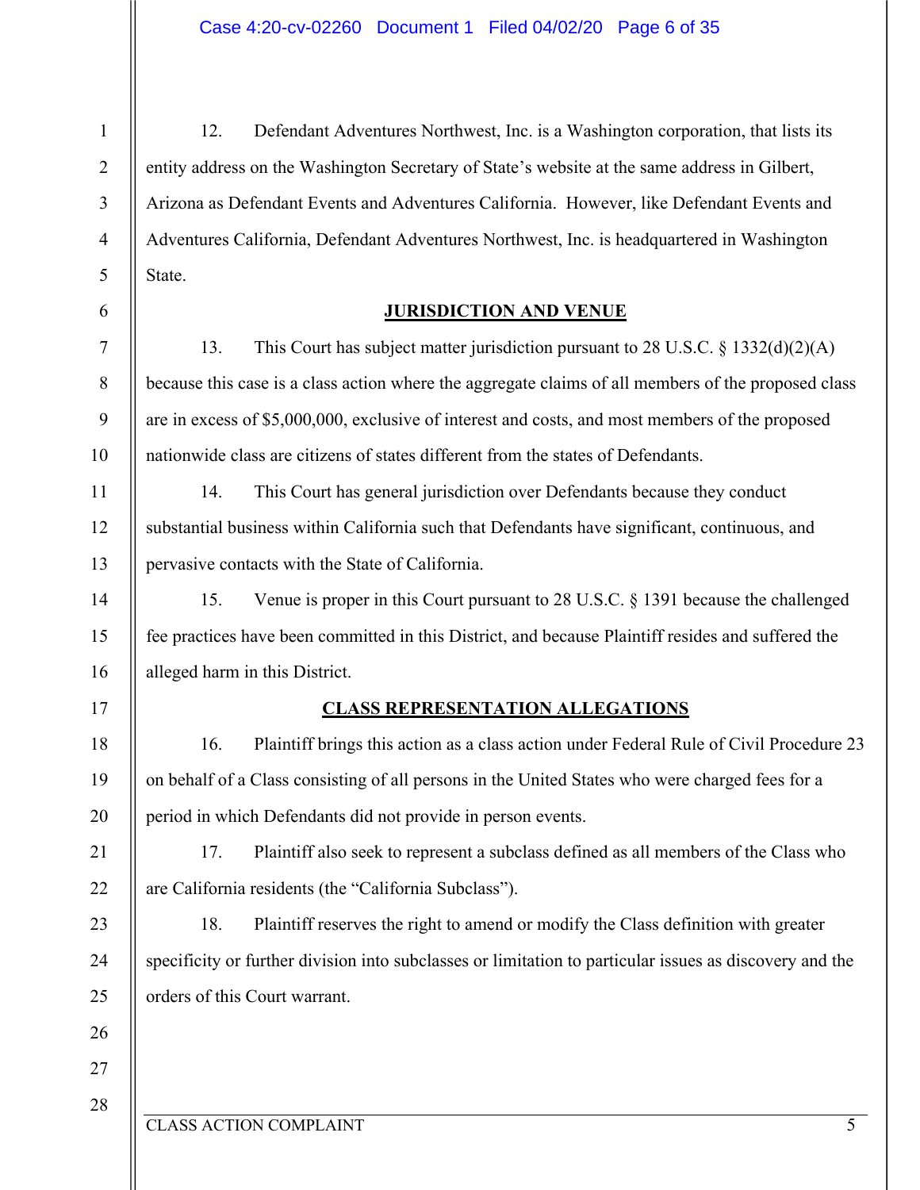12. Defendant Adventures Northwest, Inc. is a Washington corporation, that lists its entity address on the Washington Secretary of State's website at the same address in Gilbert, Arizona as Defendant Events and Adventures California. However, like Defendant Events and Adventures California, Defendant Adventures Northwest, Inc. is headquartered in Washington State.

## JURISDICTION AND VENUE

13. This Court has subject matter jurisdiction pursuant to 28 U.S.C. § 1332(d)(2)(A) because this case is a class action where the aggregate claims of all members of the proposed class are in excess of $5,000,000, exclusive of interest and costs, and most members of the proposed nationwide class are citizens of states different from the states of Defendants.

14. This Court has general jurisdiction over Defendants because they conduct substantial business within California such that Defendants have significant, continuous, and pervasive contacts with the State of California.

15. Venue is proper in this Court pursuant to 28 U.S.C. § 1391 because the challenged fee practices have been committed in this District, and because Plaintiff resides and suffered the alleged harm in this District.

## CLASS REPRESENTATION ALLEGATIONS

16. Plaintiff brings this action as a class action under Federal Rule of Civil Procedure 23 on behalf of a Class consisting of all persons in the United States who were charged fees for a period in which Defendants did not provide in person events.

17. Plaintiff also seek to represent a subclass defined as all members of the Class who are California residents (the "California Subclass").

18. Plaintiff reserves the right to amend or modify the Class definition with greater specificity or further division into subclasses or limitation to particular issues as discovery and the orders of this Court warrant.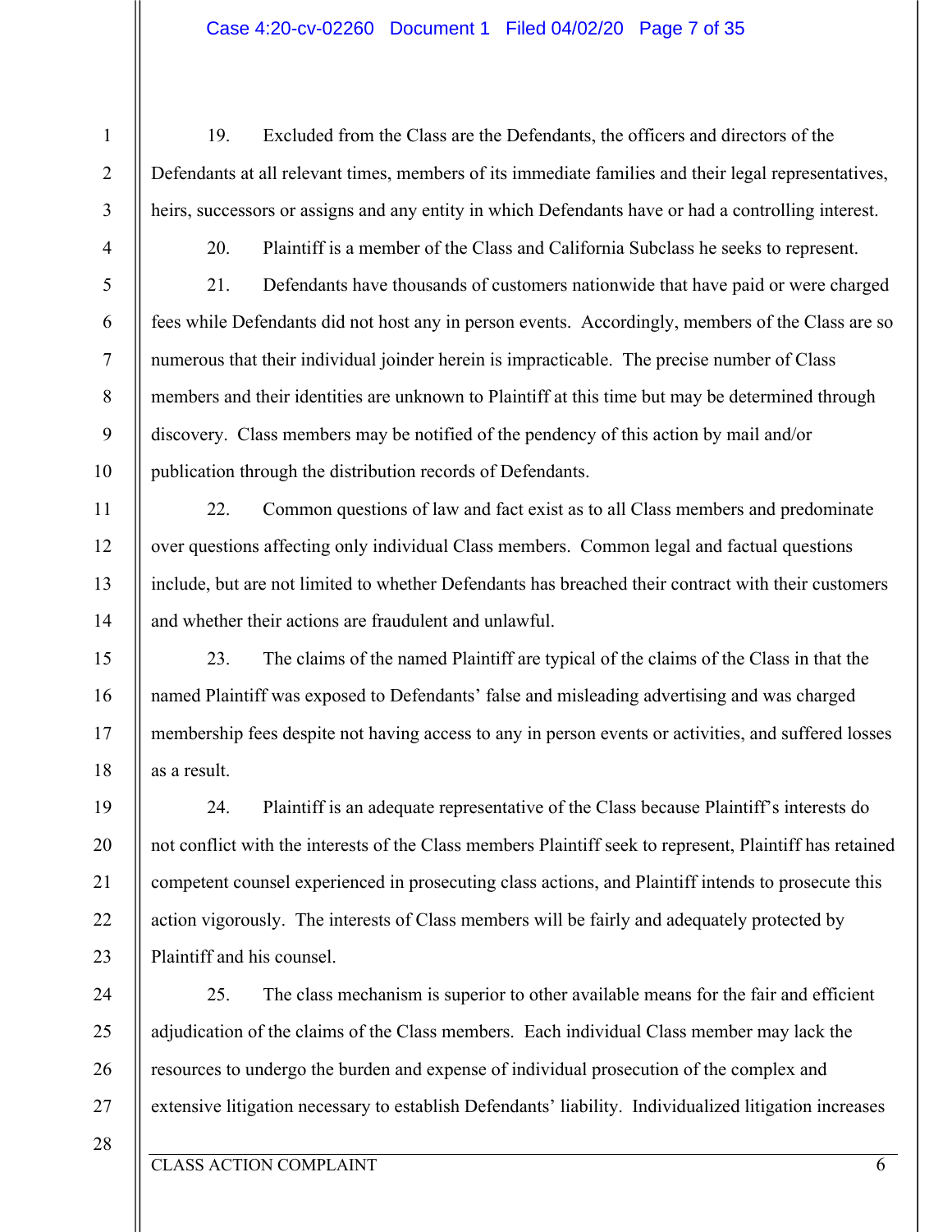19. Excluded from the Class are the Defendants, the officers and directors of the Defendants at all relevant times, members of its immediate families and their legal representatives, heirs, successors or assigns and any entity in which Defendants have or had a controlling interest.

20. Plaintiff is a member of the Class and California Subclass he seeks to represent.

21. Defendants have thousands of customers nationwide that have paid or were charged fees while Defendants did not host any in person events. Accordingly, members of the Class are so numerous that their individual joinder herein is impracticable. The precise number of Class members and their identities are unknown to Plaintiff at this time but may be determined through discovery. Class members may be notified of the pendency of this action by mail and/or publication through the distribution records of Defendants.

22. Common questions of law and fact exist as to all Class members and predominate over questions affecting only individual Class members. Common legal and factual questions include, but are not limited to whether Defendants has breached their contract with their customers and whether their actions are fraudulent and unlawful.

23. The claims of the named Plaintiff are typical of the claims of the Class in that the named Plaintiff was exposed to Defendants' false and misleading advertising and was charged membership fees despite not having access to any in person events or activities, and suffered losses as a result.

24. Plaintiff is an adequate representative of the Class because Plaintiff's interests do not conflict with the interests of the Class members Plaintiff seek to represent, Plaintiff has retained competent counsel experienced in prosecuting class actions, and Plaintiff intends to prosecute this action vigorously. The interests of Class members will be fairly and adequately protected by Plaintiff and his counsel.

25. The class mechanism is superior to other available means for the fair and efficient adjudication of the claims of the Class members. Each individual Class member may lack the resources to undergo the burden and expense of individual prosecution of the complex and extensive litigation necessary to establish Defendants' liability. Individualized litigation increases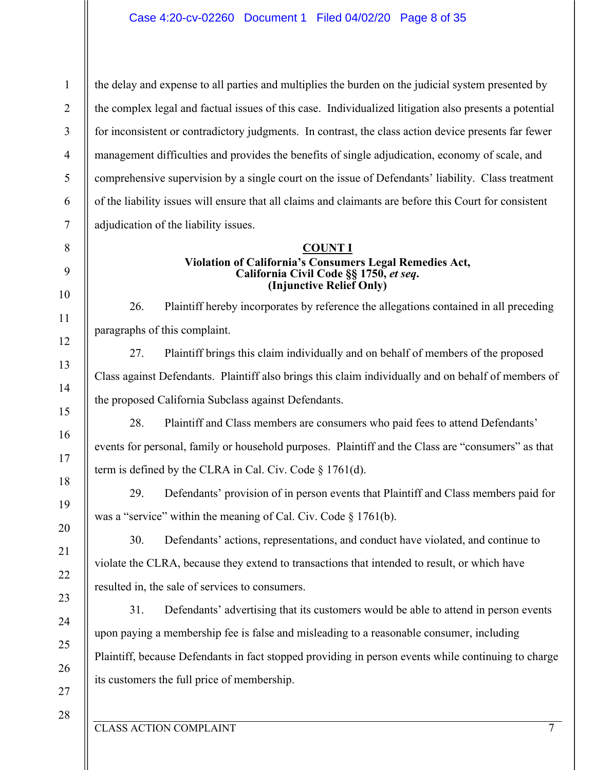the delay and expense to all parties and multiplies the burden on the judicial system presented by the complex legal and factual issues of this case. Individualized litigation also presents a potential for inconsistent or contradictory judgments. In contrast, the class action device presents far fewer management difficulties and provides the benefits of single adjudication, economy of scale, and comprehensive supervision by a single court on the issue of Defendants' liability. Class treatment of the liability issues will ensure that all claims and claimants are before this Court for consistent adjudication of the liability issues.

**COUNT I**
**Violation of California's Consumers Legal Remedies Act,**
**California Civil Code §§ 1750, *et seq*.**
**(Injunctive Relief Only)**

26. Plaintiff hereby incorporates by reference the allegations contained in all preceding paragraphs of this complaint.

27. Plaintiff brings this claim individually and on behalf of members of the proposed Class against Defendants. Plaintiff also brings this claim individually and on behalf of members of the proposed California Subclass against Defendants.

28. Plaintiff and Class members are consumers who paid fees to attend Defendants' events for personal, family or household purposes. Plaintiff and the Class are "consumers" as that term is defined by the CLRA in Cal. Civ. Code § 1761(d).

29. Defendants' provision of in person events that Plaintiff and Class members paid for was a "service" within the meaning of Cal. Civ. Code § 1761(b).

30. Defendants' actions, representations, and conduct have violated, and continue to violate the CLRA, because they extend to transactions that intended to result, or which have resulted in, the sale of services to consumers.

31. Defendants' advertising that its customers would be able to attend in person events upon paying a membership fee is false and misleading to a reasonable consumer, including Plaintiff, because Defendants in fact stopped providing in person events while continuing to charge its customers the full price of membership.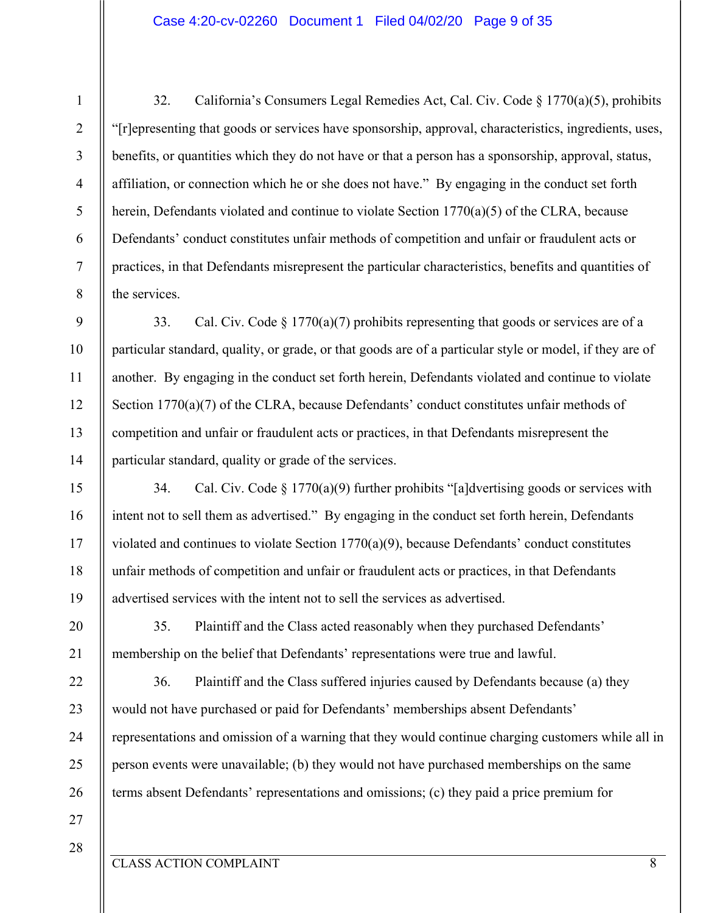32. California's Consumers Legal Remedies Act, Cal. Civ. Code § 1770(a)(5), prohibits "[r]epresenting that goods or services have sponsorship, approval, characteristics, ingredients, uses, benefits, or quantities which they do not have or that a person has a sponsorship, approval, status, affiliation, or connection which he or she does not have." By engaging in the conduct set forth herein, Defendants violated and continue to violate Section 1770(a)(5) of the CLRA, because Defendants' conduct constitutes unfair methods of competition and unfair or fraudulent acts or practices, in that Defendants misrepresent the particular characteristics, benefits and quantities of the services.

33. Cal. Civ. Code § 1770(a)(7) prohibits representing that goods or services are of a particular standard, quality, or grade, or that goods are of a particular style or model, if they are of another. By engaging in the conduct set forth herein, Defendants violated and continue to violate Section 1770(a)(7) of the CLRA, because Defendants' conduct constitutes unfair methods of competition and unfair or fraudulent acts or practices, in that Defendants misrepresent the particular standard, quality or grade of the services.

34. Cal. Civ. Code § 1770(a)(9) further prohibits "[a]dvertising goods or services with intent not to sell them as advertised." By engaging in the conduct set forth herein, Defendants violated and continues to violate Section 1770(a)(9), because Defendants' conduct constitutes unfair methods of competition and unfair or fraudulent acts or practices, in that Defendants advertised services with the intent not to sell the services as advertised.

35. Plaintiff and the Class acted reasonably when they purchased Defendants' membership on the belief that Defendants' representations were true and lawful.

36. Plaintiff and the Class suffered injuries caused by Defendants because (a) they would not have purchased or paid for Defendants' memberships absent Defendants' representations and omission of a warning that they would continue charging customers while all in person events were unavailable; (b) they would not have purchased memberships on the same terms absent Defendants' representations and omissions; (c) they paid a price premium for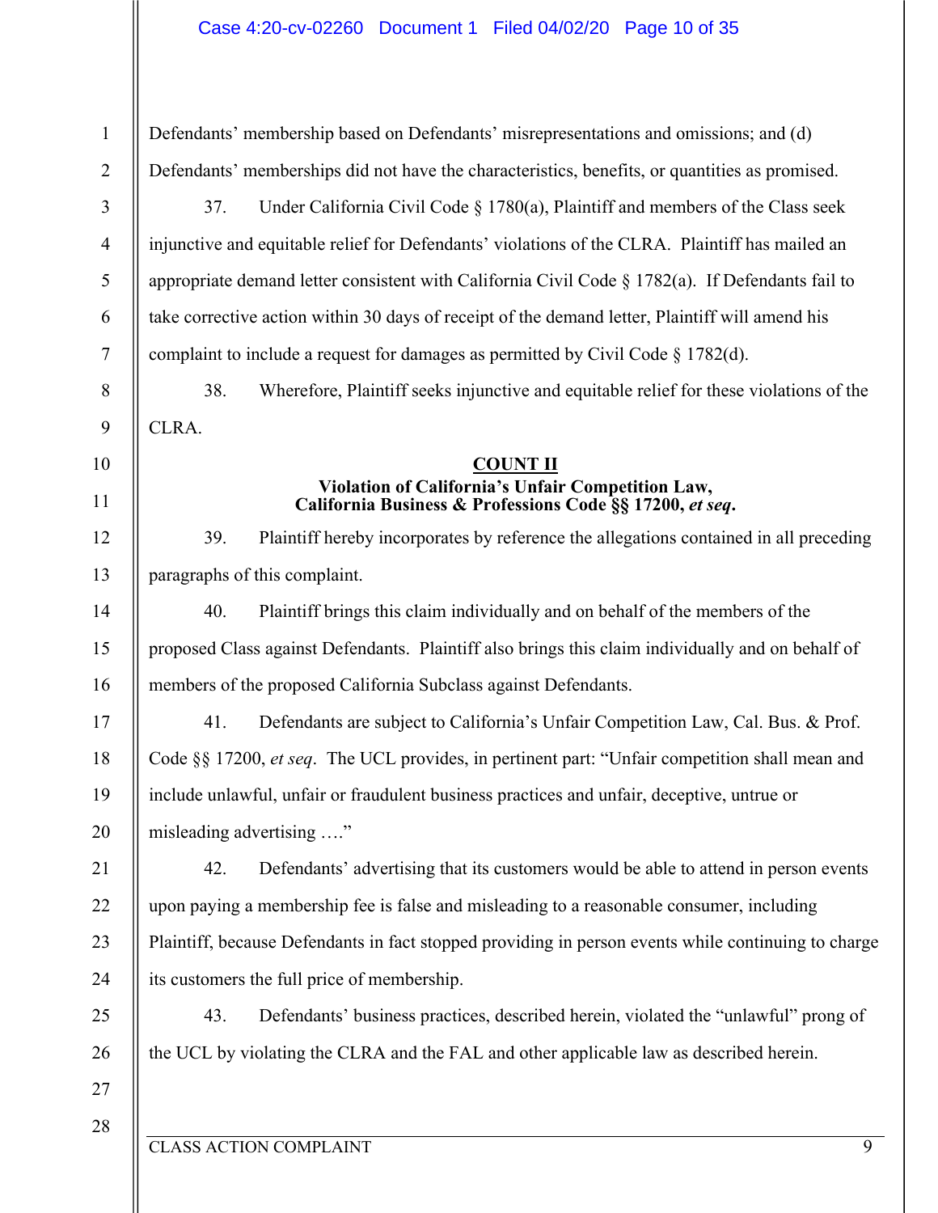Defendants' membership based on Defendants' misrepresentations and omissions; and (d) Defendants' memberships did not have the characteristics, benefits, or quantities as promised.

37. Under California Civil Code § 1780(a), Plaintiff and members of the Class seek injunctive and equitable relief for Defendants' violations of the CLRA. Plaintiff has mailed an appropriate demand letter consistent with California Civil Code § 1782(a). If Defendants fail to take corrective action within 30 days of receipt of the demand letter, Plaintiff will amend his complaint to include a request for damages as permitted by Civil Code § 1782(d).

38. Wherefore, Plaintiff seeks injunctive and equitable relief for these violations of the CLRA.

## COUNT II

### Violation of California's Unfair Competition Law, California Business & Professions Code §§ 17200, *et seq*.

39. Plaintiff hereby incorporates by reference the allegations contained in all preceding paragraphs of this complaint.

40. Plaintiff brings this claim individually and on behalf of the members of the proposed Class against Defendants. Plaintiff also brings this claim individually and on behalf of members of the proposed California Subclass against Defendants.

41. Defendants are subject to California's Unfair Competition Law, Cal. Bus. & Prof. Code §§ 17200, *et seq*. The UCL provides, in pertinent part: "Unfair competition shall mean and include unlawful, unfair or fraudulent business practices and unfair, deceptive, untrue or misleading advertising …."

42. Defendants' advertising that its customers would be able to attend in person events upon paying a membership fee is false and misleading to a reasonable consumer, including Plaintiff, because Defendants in fact stopped providing in person events while continuing to charge its customers the full price of membership.

43. Defendants' business practices, described herein, violated the "unlawful" prong of the UCL by violating the CLRA and the FAL and other applicable law as described herein.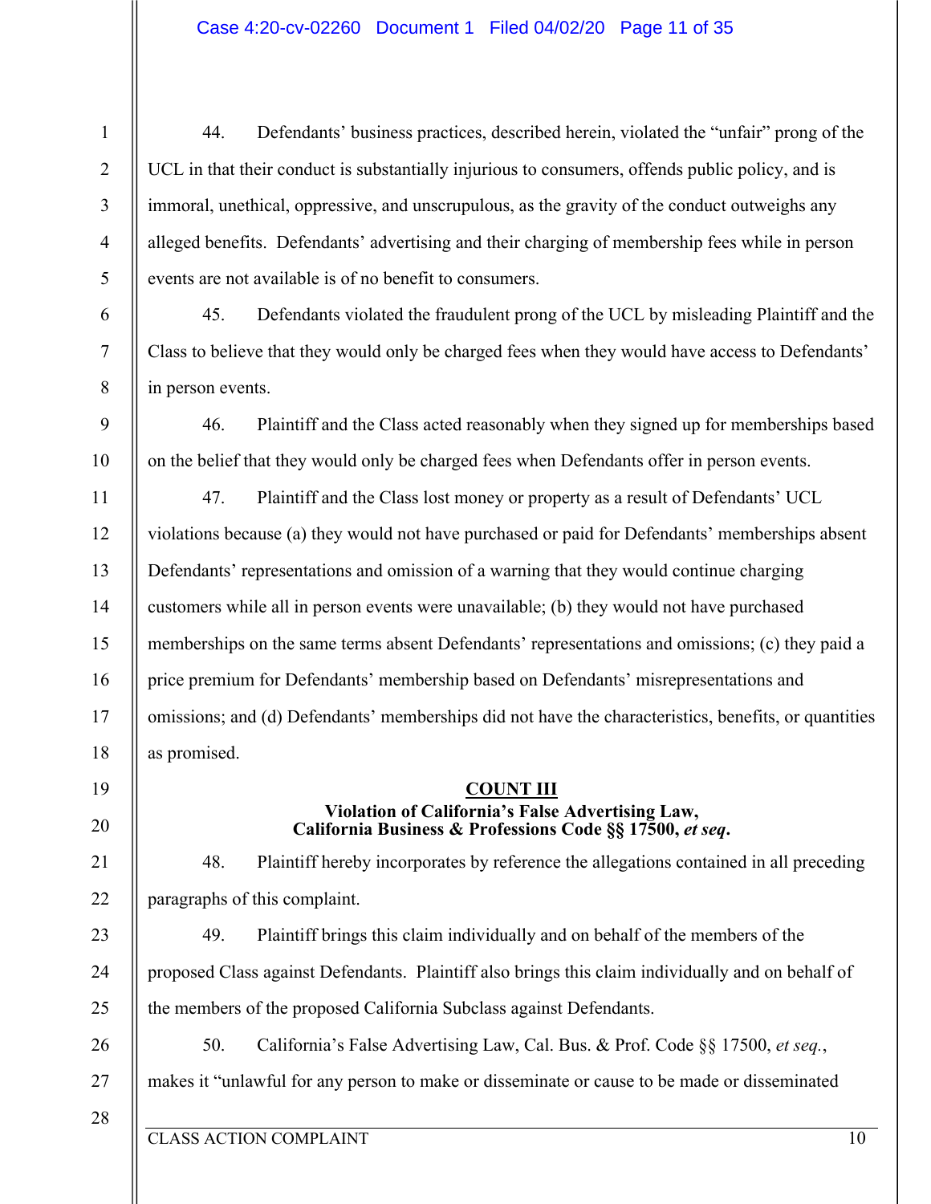44. Defendants' business practices, described herein, violated the "unfair" prong of the UCL in that their conduct is substantially injurious to consumers, offends public policy, and is immoral, unethical, oppressive, and unscrupulous, as the gravity of the conduct outweighs any alleged benefits. Defendants' advertising and their charging of membership fees while in person events are not available is of no benefit to consumers.

45. Defendants violated the fraudulent prong of the UCL by misleading Plaintiff and the Class to believe that they would only be charged fees when they would have access to Defendants' in person events.

46. Plaintiff and the Class acted reasonably when they signed up for memberships based on the belief that they would only be charged fees when Defendants offer in person events.

47. Plaintiff and the Class lost money or property as a result of Defendants' UCL violations because (a) they would not have purchased or paid for Defendants' memberships absent Defendants' representations and omission of a warning that they would continue charging customers while all in person events were unavailable; (b) they would not have purchased memberships on the same terms absent Defendants' representations and omissions; (c) they paid a price premium for Defendants' membership based on Defendants' misrepresentations and omissions; and (d) Defendants' memberships did not have the characteristics, benefits, or quantities as promised.

**COUNT III**

**Violation of California's False Advertising Law,**
**California Business & Professions Code §§ 17500, *et seq*.**

48. Plaintiff hereby incorporates by reference the allegations contained in all preceding paragraphs of this complaint.

49. Plaintiff brings this claim individually and on behalf of the members of the proposed Class against Defendants. Plaintiff also brings this claim individually and on behalf of the members of the proposed California Subclass against Defendants.

50. California's False Advertising Law, Cal. Bus. & Prof. Code §§ 17500, *et seq.*, makes it "unlawful for any person to make or disseminate or cause to be made or disseminated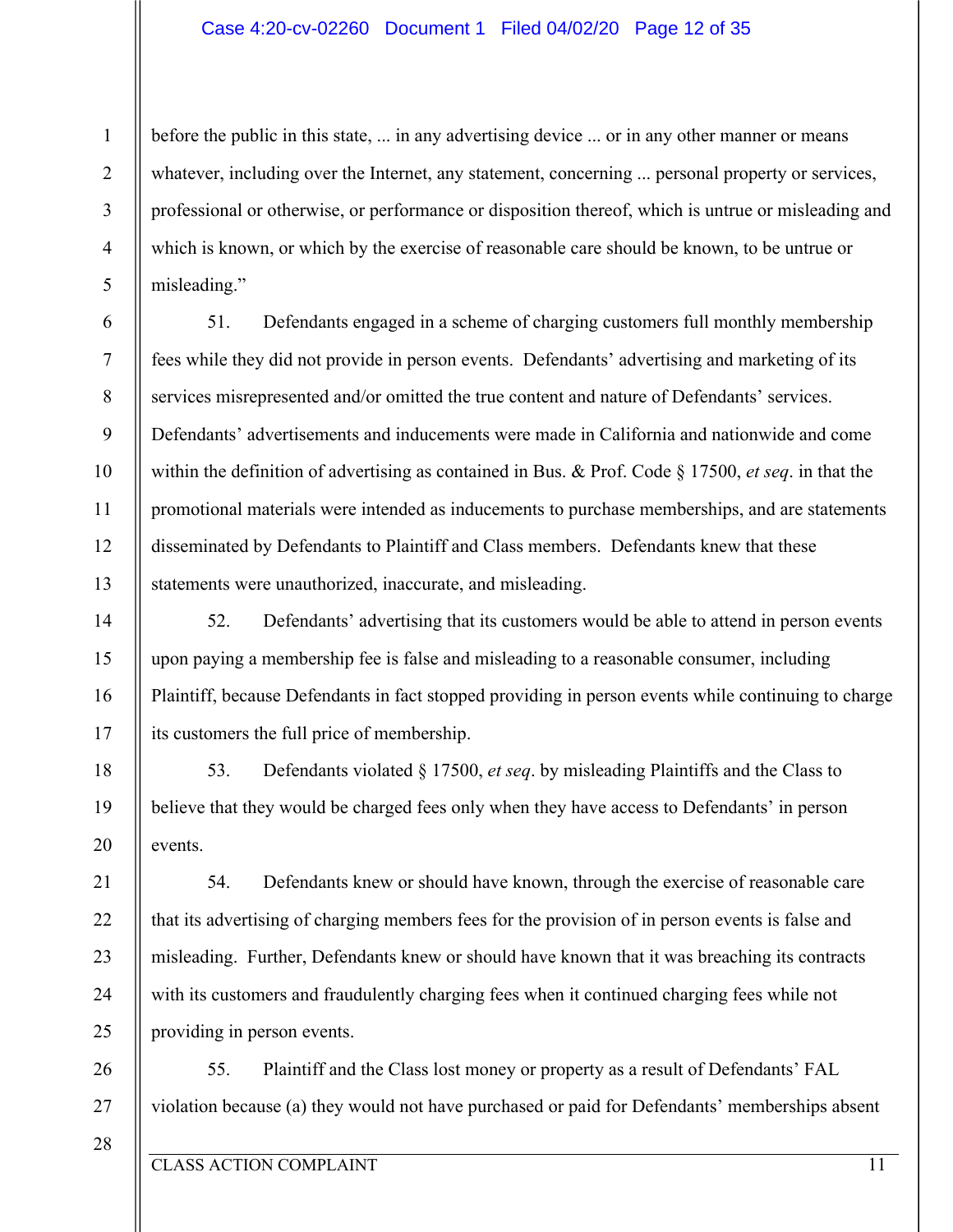before the public in this state, ... in any advertising device ... or in any other manner or means whatever, including over the Internet, any statement, concerning ... personal property or services, professional or otherwise, or performance or disposition thereof, which is untrue or misleading and which is known, or which by the exercise of reasonable care should be known, to be untrue or misleading."

51. Defendants engaged in a scheme of charging customers full monthly membership fees while they did not provide in person events. Defendants' advertising and marketing of its services misrepresented and/or omitted the true content and nature of Defendants' services. Defendants' advertisements and inducements were made in California and nationwide and come within the definition of advertising as contained in Bus. & Prof. Code § 17500, *et seq*. in that the promotional materials were intended as inducements to purchase memberships, and are statements disseminated by Defendants to Plaintiff and Class members. Defendants knew that these statements were unauthorized, inaccurate, and misleading.

52. Defendants' advertising that its customers would be able to attend in person events upon paying a membership fee is false and misleading to a reasonable consumer, including Plaintiff, because Defendants in fact stopped providing in person events while continuing to charge its customers the full price of membership.

53. Defendants violated § 17500, *et seq*. by misleading Plaintiffs and the Class to believe that they would be charged fees only when they have access to Defendants' in person events.

54. Defendants knew or should have known, through the exercise of reasonable care that its advertising of charging members fees for the provision of in person events is false and misleading. Further, Defendants knew or should have known that it was breaching its contracts with its customers and fraudulently charging fees when it continued charging fees while not providing in person events.

55. Plaintiff and the Class lost money or property as a result of Defendants' FAL violation because (a) they would not have purchased or paid for Defendants' memberships absent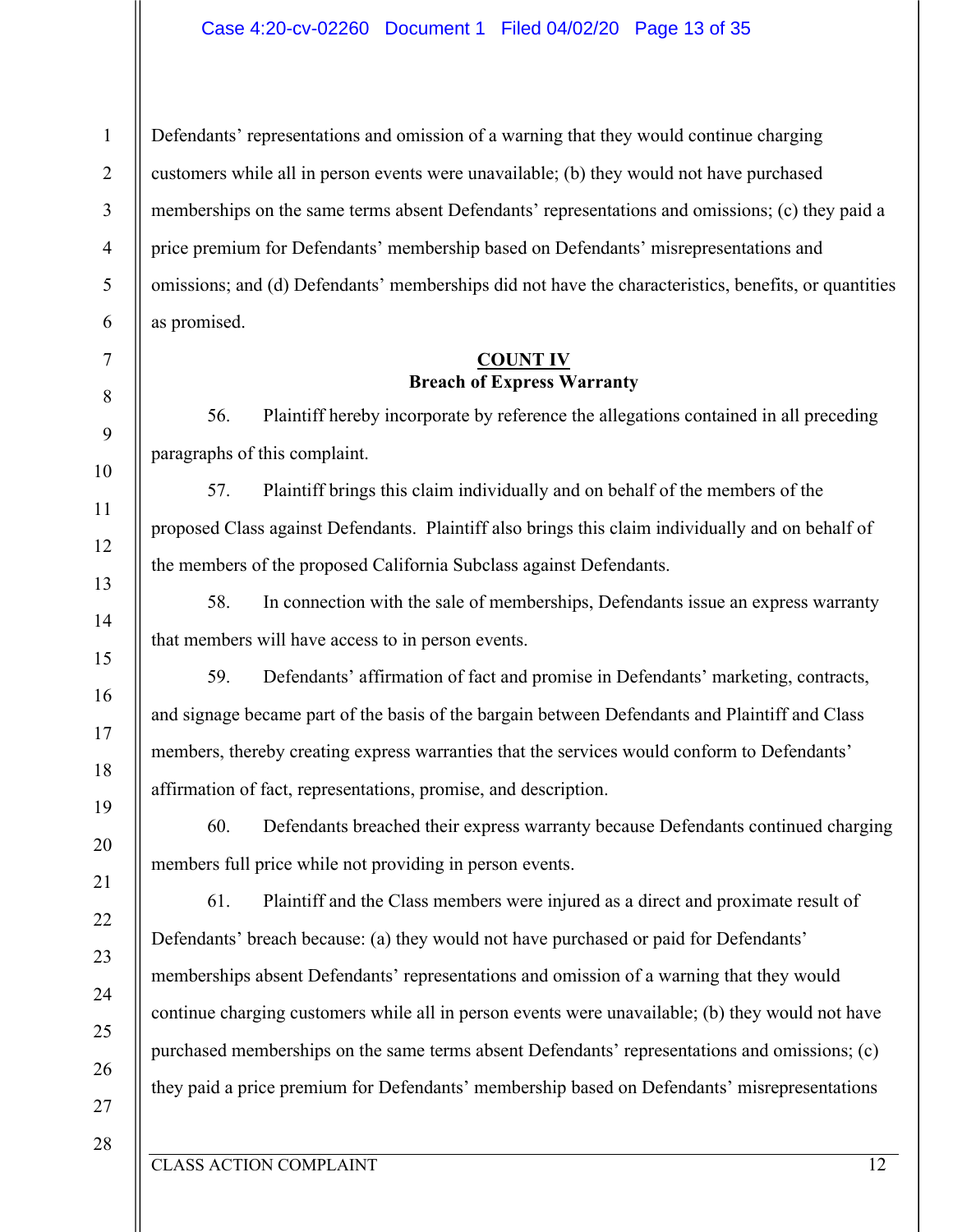Defendants' representations and omission of a warning that they would continue charging customers while all in person events were unavailable; (b) they would not have purchased memberships on the same terms absent Defendants' representations and omissions; (c) they paid a price premium for Defendants' membership based on Defendants' misrepresentations and omissions; and (d) Defendants' memberships did not have the characteristics, benefits, or quantities as promised.

**COUNT IV**
**Breach of Express Warranty**

56. Plaintiff hereby incorporate by reference the allegations contained in all preceding paragraphs of this complaint.

57. Plaintiff brings this claim individually and on behalf of the members of the proposed Class against Defendants. Plaintiff also brings this claim individually and on behalf of the members of the proposed California Subclass against Defendants.

58. In connection with the sale of memberships, Defendants issue an express warranty that members will have access to in person events.

59. Defendants' affirmation of fact and promise in Defendants' marketing, contracts, and signage became part of the basis of the bargain between Defendants and Plaintiff and Class members, thereby creating express warranties that the services would conform to Defendants' affirmation of fact, representations, promise, and description.

60. Defendants breached their express warranty because Defendants continued charging members full price while not providing in person events.

61. Plaintiff and the Class members were injured as a direct and proximate result of Defendants' breach because: (a) they would not have purchased or paid for Defendants' memberships absent Defendants' representations and omission of a warning that they would continue charging customers while all in person events were unavailable; (b) they would not have purchased memberships on the same terms absent Defendants' representations and omissions; (c) they paid a price premium for Defendants' membership based on Defendants' misrepresentations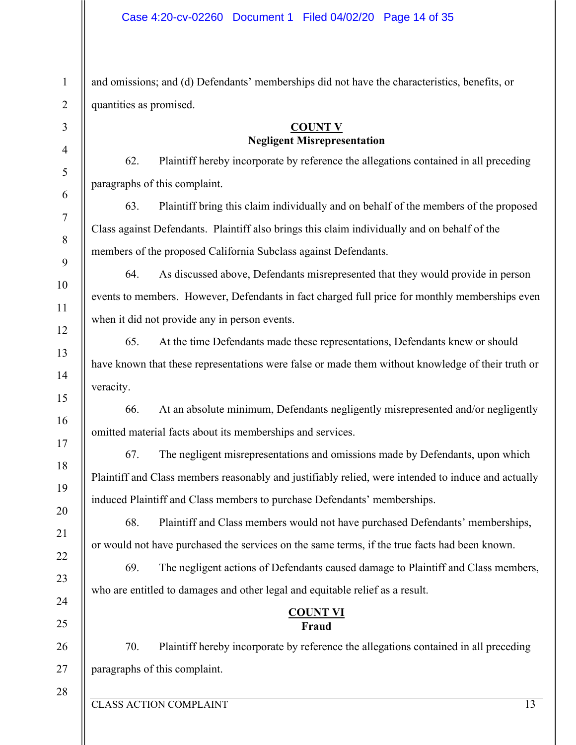and omissions; and (d) Defendants' memberships did not have the characteristics, benefits, or quantities as promised.

**COUNT V**
**Negligent Misrepresentation**

62. Plaintiff hereby incorporate by reference the allegations contained in all preceding paragraphs of this complaint.

63. Plaintiff bring this claim individually and on behalf of the members of the proposed Class against Defendants. Plaintiff also brings this claim individually and on behalf of the members of the proposed California Subclass against Defendants.

64. As discussed above, Defendants misrepresented that they would provide in person events to members. However, Defendants in fact charged full price for monthly memberships even when it did not provide any in person events.

65. At the time Defendants made these representations, Defendants knew or should have known that these representations were false or made them without knowledge of their truth or veracity.

66. At an absolute minimum, Defendants negligently misrepresented and/or negligently omitted material facts about its memberships and services.

67. The negligent misrepresentations and omissions made by Defendants, upon which Plaintiff and Class members reasonably and justifiably relied, were intended to induce and actually induced Plaintiff and Class members to purchase Defendants' memberships.

68. Plaintiff and Class members would not have purchased Defendants' memberships, or would not have purchased the services on the same terms, if the true facts had been known.

69. The negligent actions of Defendants caused damage to Plaintiff and Class members, who are entitled to damages and other legal and equitable relief as a result.

**COUNT VI**
**Fraud**

70. Plaintiff hereby incorporate by reference the allegations contained in all preceding paragraphs of this complaint.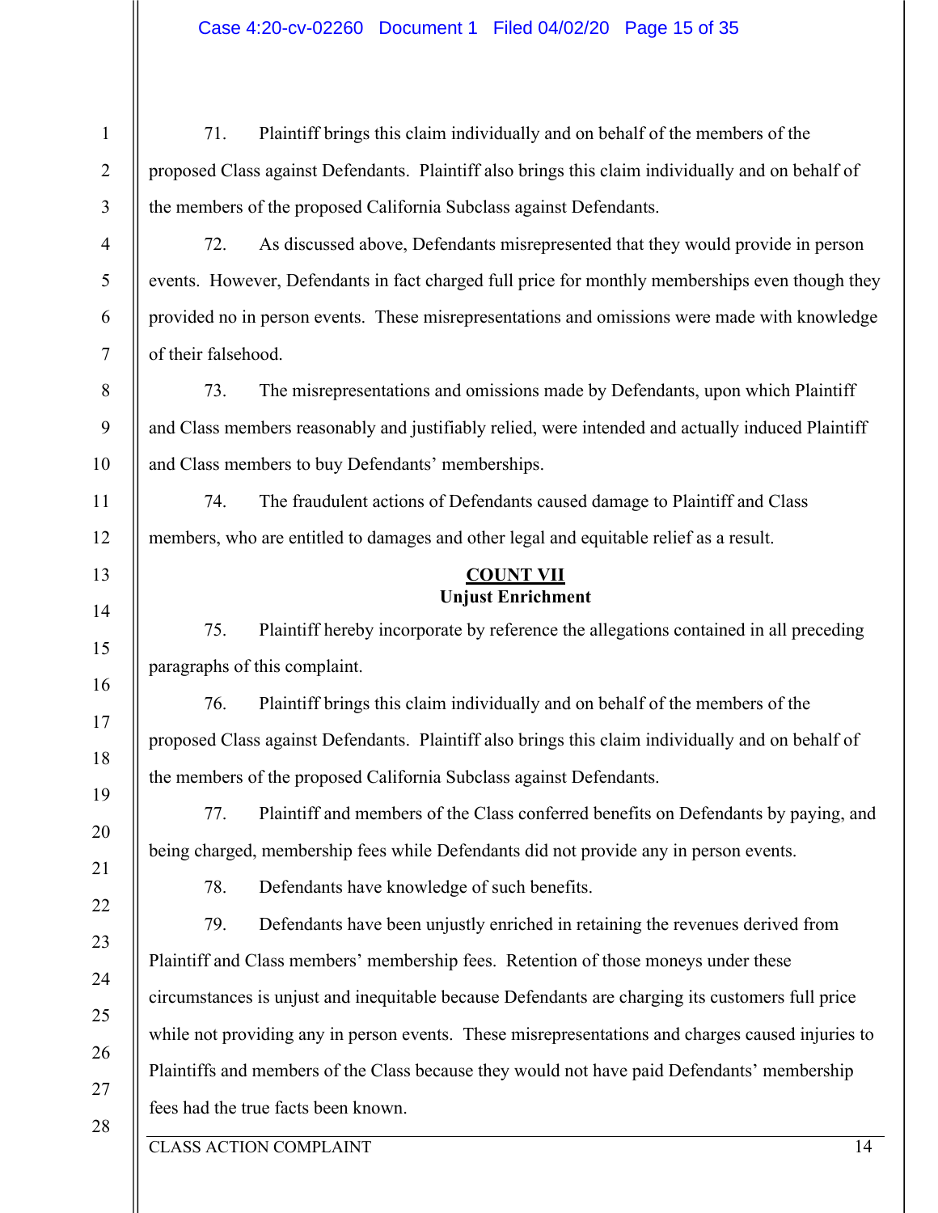71. Plaintiff brings this claim individually and on behalf of the members of the proposed Class against Defendants. Plaintiff also brings this claim individually and on behalf of the members of the proposed California Subclass against Defendants.

72. As discussed above, Defendants misrepresented that they would provide in person events. However, Defendants in fact charged full price for monthly memberships even though they provided no in person events. These misrepresentations and omissions were made with knowledge of their falsehood.

73. The misrepresentations and omissions made by Defendants, upon which Plaintiff and Class members reasonably and justifiably relied, were intended and actually induced Plaintiff and Class members to buy Defendants' memberships.

74. The fraudulent actions of Defendants caused damage to Plaintiff and Class members, who are entitled to damages and other legal and equitable relief as a result.

## COUNT VII
## Unjust Enrichment

75. Plaintiff hereby incorporate by reference the allegations contained in all preceding paragraphs of this complaint.

76. Plaintiff brings this claim individually and on behalf of the members of the proposed Class against Defendants. Plaintiff also brings this claim individually and on behalf of the members of the proposed California Subclass against Defendants.

77. Plaintiff and members of the Class conferred benefits on Defendants by paying, and being charged, membership fees while Defendants did not provide any in person events.

78. Defendants have knowledge of such benefits.

79. Defendants have been unjustly enriched in retaining the revenues derived from Plaintiff and Class members' membership fees. Retention of those moneys under these circumstances is unjust and inequitable because Defendants are charging its customers full price while not providing any in person events. These misrepresentations and charges caused injuries to Plaintiffs and members of the Class because they would not have paid Defendants' membership fees had the true facts been known.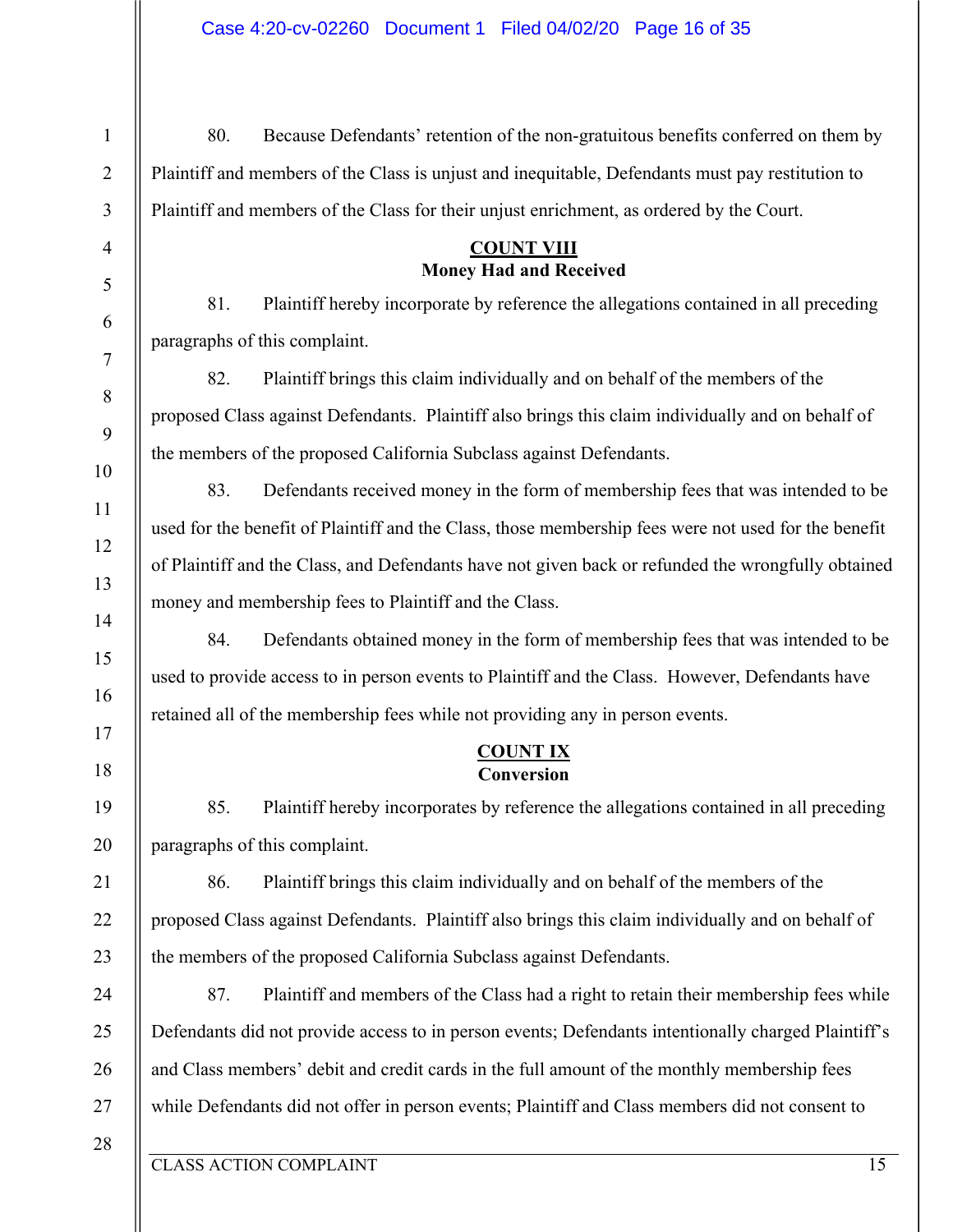80. Because Defendants' retention of the non-gratuitous benefits conferred on them by Plaintiff and members of the Class is unjust and inequitable, Defendants must pay restitution to Plaintiff and members of the Class for their unjust enrichment, as ordered by the Court.

## COUNT VIII
**Money Had and Received**

81. Plaintiff hereby incorporate by reference the allegations contained in all preceding paragraphs of this complaint.

82. Plaintiff brings this claim individually and on behalf of the members of the proposed Class against Defendants. Plaintiff also brings this claim individually and on behalf of the members of the proposed California Subclass against Defendants.

83. Defendants received money in the form of membership fees that was intended to be used for the benefit of Plaintiff and the Class, those membership fees were not used for the benefit of Plaintiff and the Class, and Defendants have not given back or refunded the wrongfully obtained money and membership fees to Plaintiff and the Class.

84. Defendants obtained money in the form of membership fees that was intended to be used to provide access to in person events to Plaintiff and the Class. However, Defendants have retained all of the membership fees while not providing any in person events.

## COUNT IX
**Conversion**

85. Plaintiff hereby incorporates by reference the allegations contained in all preceding paragraphs of this complaint.

86. Plaintiff brings this claim individually and on behalf of the members of the proposed Class against Defendants. Plaintiff also brings this claim individually and on behalf of the members of the proposed California Subclass against Defendants.

87. Plaintiff and members of the Class had a right to retain their membership fees while Defendants did not provide access to in person events; Defendants intentionally charged Plaintiff's and Class members' debit and credit cards in the full amount of the monthly membership fees while Defendants did not offer in person events; Plaintiff and Class members did not consent to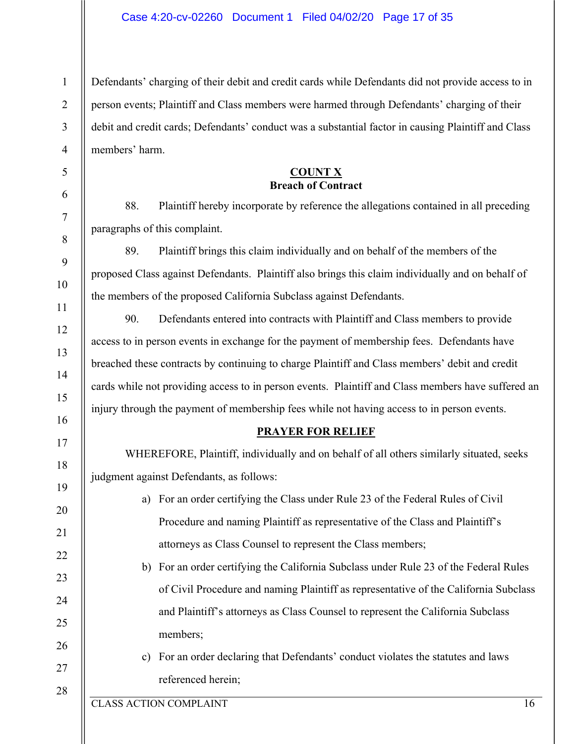Defendants' charging of their debit and credit cards while Defendants did not provide access to in person events; Plaintiff and Class members were harmed through Defendants' charging of their debit and credit cards; Defendants' conduct was a substantial factor in causing Plaintiff and Class members' harm.

**COUNT X**
**Breach of Contract**

88. Plaintiff hereby incorporate by reference the allegations contained in all preceding paragraphs of this complaint.

89. Plaintiff brings this claim individually and on behalf of the members of the proposed Class against Defendants. Plaintiff also brings this claim individually and on behalf of the members of the proposed California Subclass against Defendants.

90. Defendants entered into contracts with Plaintiff and Class members to provide access to in person events in exchange for the payment of membership fees. Defendants have breached these contracts by continuing to charge Plaintiff and Class members' debit and credit cards while not providing access to in person events. Plaintiff and Class members have suffered an injury through the payment of membership fees while not having access to in person events.

**PRAYER FOR RELIEF**

WHEREFORE, Plaintiff, individually and on behalf of all others similarly situated, seeks judgment against Defendants, as follows:

a) For an order certifying the Class under Rule 23 of the Federal Rules of Civil Procedure and naming Plaintiff as representative of the Class and Plaintiff's attorneys as Class Counsel to represent the Class members;

b) For an order certifying the California Subclass under Rule 23 of the Federal Rules of Civil Procedure and naming Plaintiff as representative of the California Subclass and Plaintiff's attorneys as Class Counsel to represent the California Subclass members;

c) For an order declaring that Defendants' conduct violates the statutes and laws referenced herein;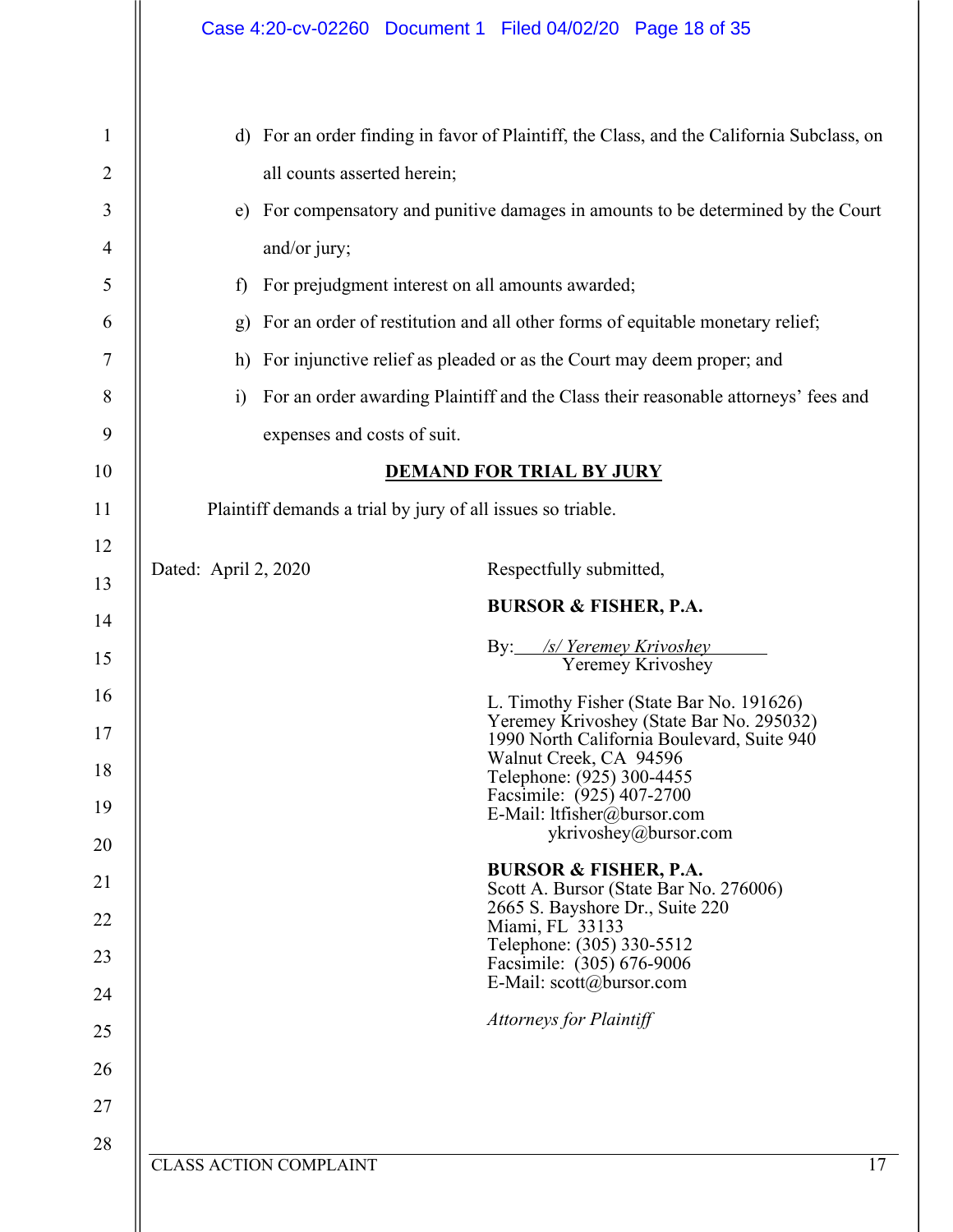d) For an order finding in favor of Plaintiff, the Class, and the California Subclass, on all counts asserted herein;

e) For compensatory and punitive damages in amounts to be determined by the Court and/or jury;

f) For prejudgment interest on all amounts awarded;

g) For an order of restitution and all other forms of equitable monetary relief;

h) For injunctive relief as pleaded or as the Court may deem proper; and

i) For an order awarding Plaintiff and the Class their reasonable attorneys' fees and expenses and costs of suit.

## DEMAND FOR TRIAL BY JURY

Plaintiff demands a trial by jury of all issues so triable.

Dated: April 2, 2020

Respectfully submitted,

**BURSOR & FISHER, P.A.**

By: */s/ Yeremey Krivoshey*
Yeremey Krivoshey

L. Timothy Fisher (State Bar No. 191626)
Yeremey Krivoshey (State Bar No. 295032)
1990 North California Boulevard, Suite 940
Walnut Creek, CA 94596
Telephone: (925) 300-4455
Facsimile: (925) 407-2700
E-Mail: ltfisher@bursor.com
ykrivoshey@bursor.com

**BURSOR & FISHER, P.A.**
Scott A. Bursor (State Bar No. 276006)
2665 S. Bayshore Dr., Suite 220
Miami, FL 33133
Telephone: (305) 330-5512
Facsimile: (305) 676-9006
E-Mail: scott@bursor.com

*Attorneys for Plaintiff*